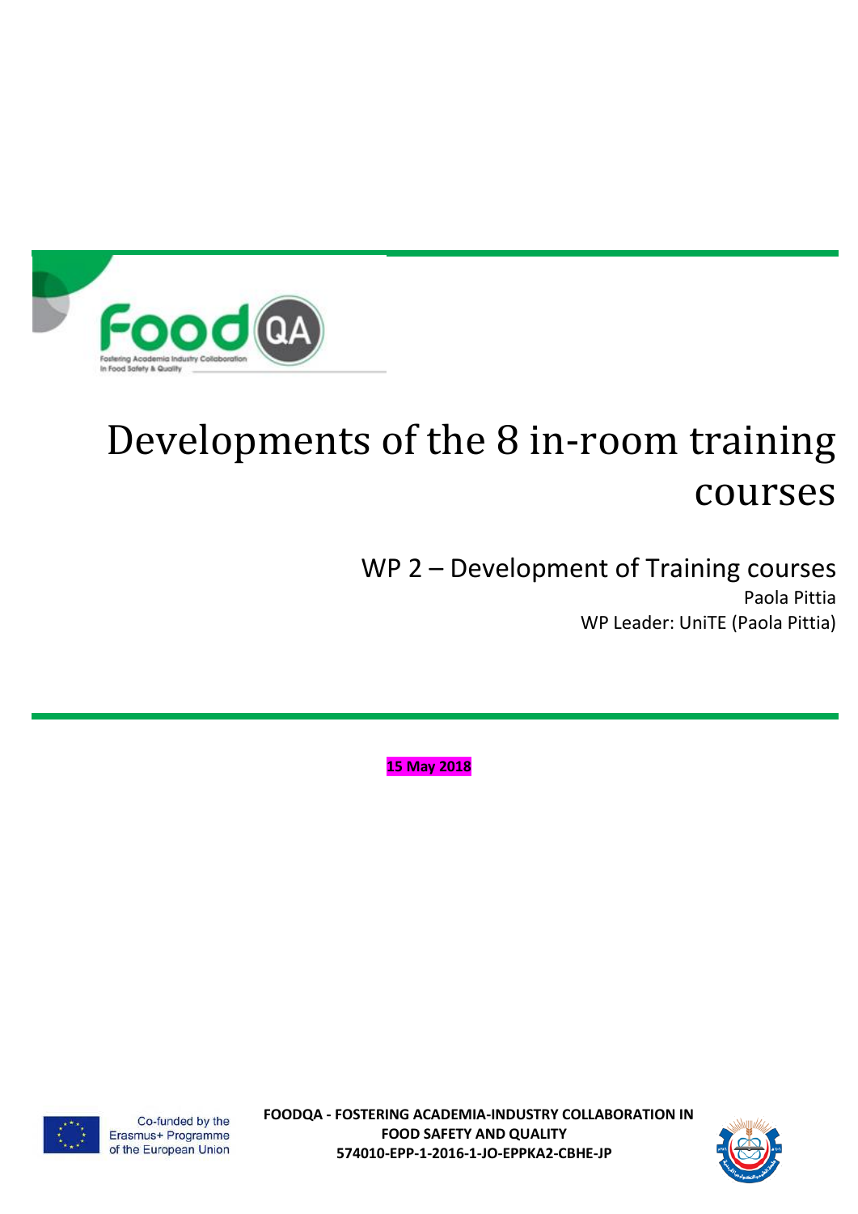# Developments of the 8 in-room training courses

## WP 2 – Development of Training courses

Paola Pittia

WP Leader: UniTE (Paola Pittia)

**15 May 2018**

Co-funded by the Erasmus+ Programme of the European Union

**FOODQA - FOSTERING ACADEMIA-INDUSTRY COLLABORATION IN FOOD SAFETY AND QUALITY**
**574010-EPP-1-2016-1-JO-EPPKA2-CBHE-JP**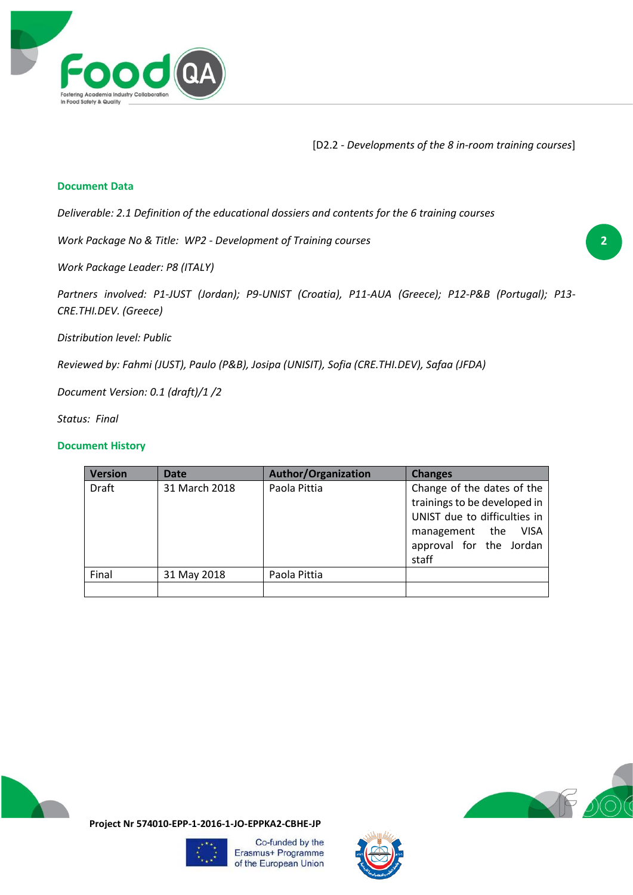[D2.2 - *Developments of the 8 in-room training courses*]

## Document Data

*Deliverable: 2.1 Definition of the educational dossiers and contents for the 6 training courses*

*Work Package No & Title: WP2 - Development of Training courses*

*Work Package Leader: P8 (ITALY)*

*Partners involved: P1-JUST (Jordan); P9-UNIST (Croatia), P11-AUA (Greece); P12-P&B (Portugal); P13-CRE.THI.DEV. (Greece)*

*Distribution level: Public*

*Reviewed by: Fahmi (JUST), Paulo (P&B), Josipa (UNISIT), Sofia (CRE.THI.DEV), Safaa (JFDA)*

*Document Version: 0.1 (draft)/1 /2*

*Status: Final*

## Document History

| Version | Date | Author/Organization | Changes |
|---|---|---|---|
| Draft | 31 March 2018 | Paola Pittia | Change of the dates of the trainings to be developed in UNIST due to difficulties in management the VISA approval for the Jordan staff |
| Final | 31 May 2018 | Paola Pittia | |
| | | | |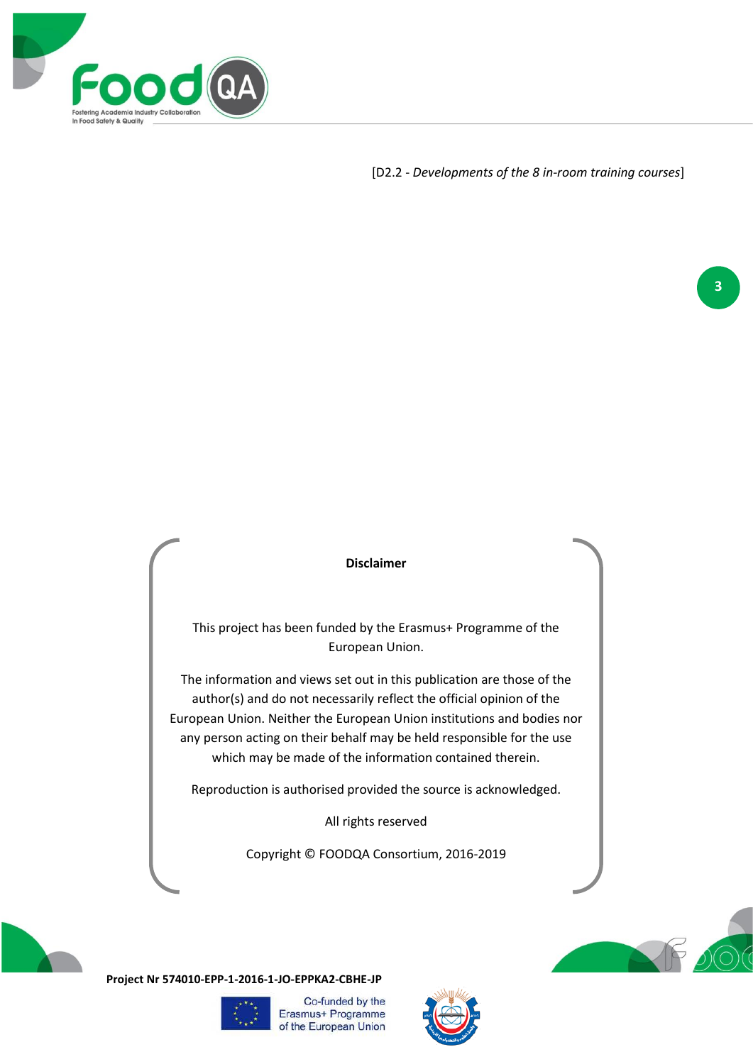**Disclaimer**

This project has been funded by the Erasmus+ Programme of the European Union.

The information and views set out in this publication are those of the author(s) and do not necessarily reflect the official opinion of the European Union. Neither the European Union institutions and bodies nor any person acting on their behalf may be held responsible for the use which may be made of the information contained therein.

Reproduction is authorised provided the source is acknowledged.

All rights reserved

Copyright © FOODQA Consortium, 2016-2019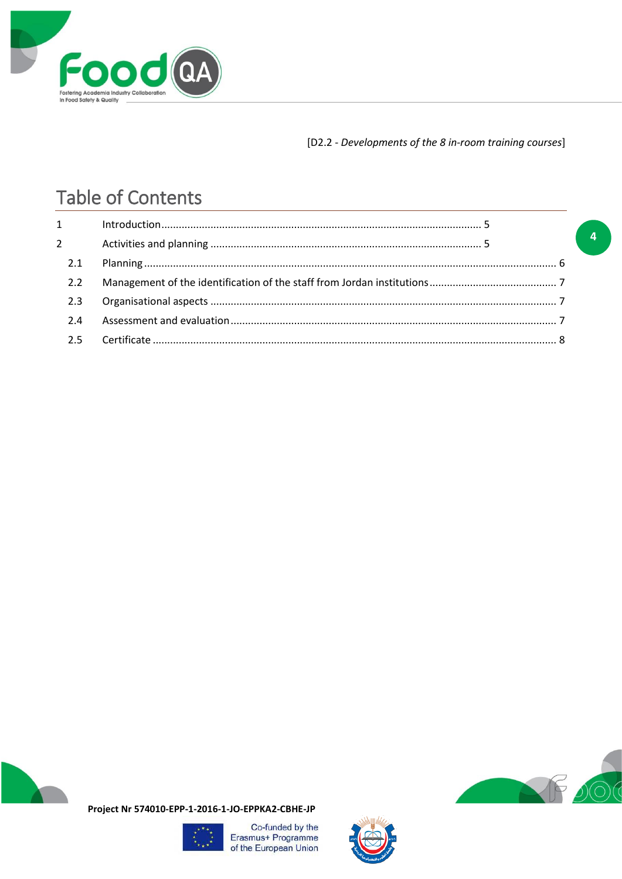# Table of Contents

1 Introduction ........................................................................................................ 5

2 Activities and planning ......................................................................................... 5

2.1 Planning ........................................................................................................................ 6

2.2 Management of the identification of the staff from Jordan institutions ........................................ 7

2.3 Organisational aspects ..................................................................................................... 7

2.4 Assessment and evaluation ............................................................................................... 7

2.5 Certificate ...................................................................................................................... 8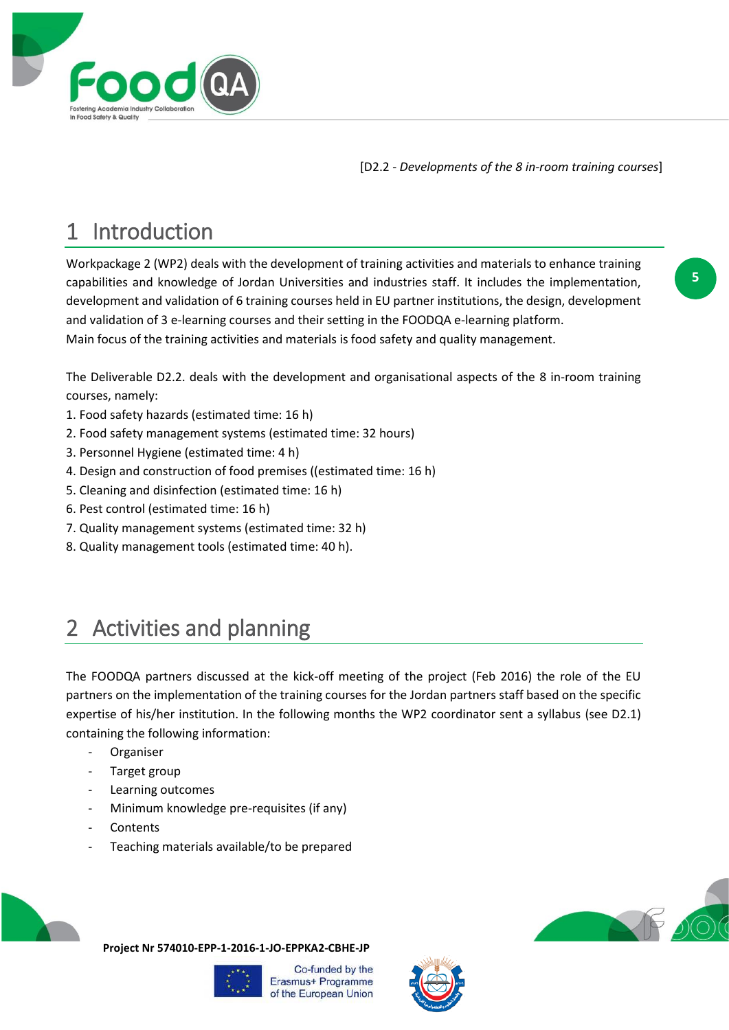# 1 Introduction

Workpackage 2 (WP2) deals with the development of training activities and materials to enhance training capabilities and knowledge of Jordan Universities and industries staff. It includes the implementation, development and validation of 6 training courses held in EU partner institutions, the design, development and validation of 3 e-learning courses and their setting in the FOODQA e-learning platform.
Main focus of the training activities and materials is food safety and quality management.

The Deliverable D2.2. deals with the development and organisational aspects of the 8 in-room training courses, namely:

1. Food safety hazards (estimated time: 16 h)
2. Food safety management systems (estimated time: 32 hours)
3. Personnel Hygiene (estimated time: 4 h)
4. Design and construction of food premises ((estimated time: 16 h)
5. Cleaning and disinfection (estimated time: 16 h)
6. Pest control (estimated time: 16 h)
7. Quality management systems (estimated time: 32 h)
8. Quality management tools (estimated time: 40 h).

# 2 Activities and planning

The FOODQA partners discussed at the kick-off meeting of the project (Feb 2016) the role of the EU partners on the implementation of the training courses for the Jordan partners staff based on the specific expertise of his/her institution. In the following months the WP2 coordinator sent a syllabus (see D2.1) containing the following information:

- Organiser
- Target group
- Learning outcomes
- Minimum knowledge pre-requisites (if any)
- Contents
- Teaching materials available/to be prepared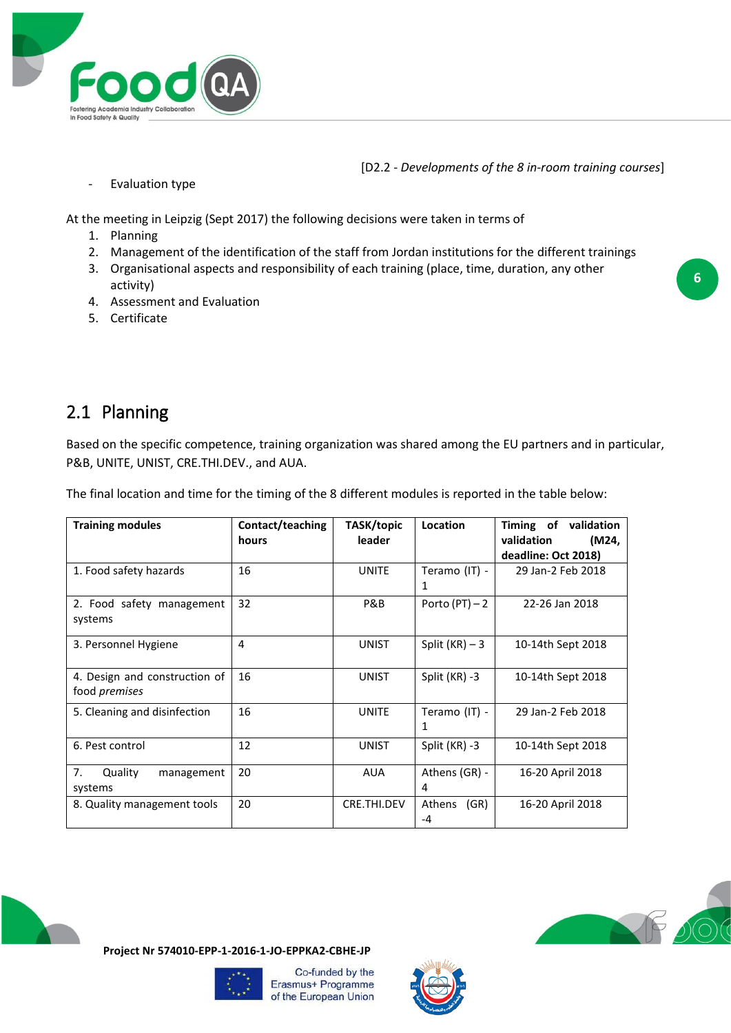- Evaluation type

At the meeting in Leipzig (Sept 2017) the following decisions were taken in terms of

1. Planning
2. Management of the identification of the staff from Jordan institutions for the different trainings
3. Organisational aspects and responsibility of each training (place, time, duration, any other activity)
4. Assessment and Evaluation
5. Certificate

## 2.1 Planning

Based on the specific competence, training organization was shared among the EU partners and in particular, P&B, UNITE, UNIST, CRE.THI.DEV., and AUA.

The final location and time for the timing of the 8 different modules is reported in the table below:

| Training modules | Contact/teaching hours | TASK/topic leader | Location | Timing of validation validation (M24, deadline: Oct 2018) |
|---|---|---|---|---|
| 1. Food safety hazards | 16 | UNITE | Teramo (IT) - 1 | 29 Jan-2 Feb 2018 |
| 2. Food safety management systems | 32 | P&B | Porto (PT) – 2 | 22-26 Jan 2018 |
| 3. Personnel Hygiene | 4 | UNIST | Split (KR) – 3 | 10-14th Sept 2018 |
| 4. Design and construction of food *premises* | 16 | UNIST | Split (KR) -3 | 10-14th Sept 2018 |
| 5. Cleaning and disinfection | 16 | UNITE | Teramo (IT) - 1 | 29 Jan-2 Feb 2018 |
| 6. Pest control | 12 | UNIST | Split (KR) -3 | 10-14th Sept 2018 |
| 7. Quality management systems | 20 | AUA | Athens (GR) - 4 | 16-20 April 2018 |
| 8. Quality management tools | 20 | CRE.THI.DEV | Athens (GR) -4 | 16-20 April 2018 |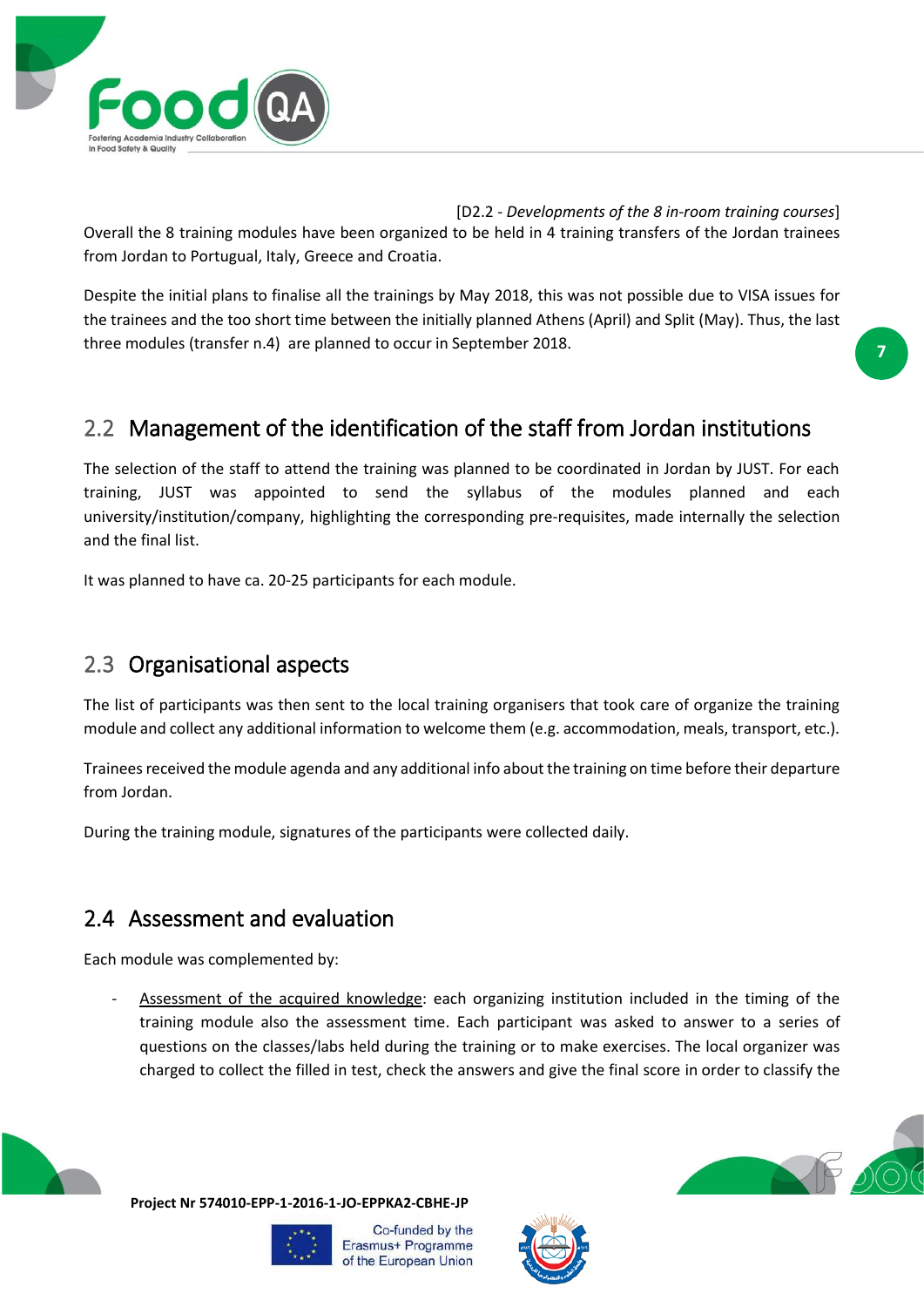[D2.2 - *Developments of the 8 in-room training courses*]

Overall the 8 training modules have been organized to be held in 4 training transfers of the Jordan trainees from Jordan to Portugal, Italy, Greece and Croatia.

Despite the initial plans to finalise all the trainings by May 2018, this was not possible due to VISA issues for the trainees and the too short time between the initially planned Athens (April) and Split (May). Thus, the last three modules (transfer n.4) are planned to occur in September 2018.

## 2.2 Management of the identification of the staff from Jordan institutions

The selection of the staff to attend the training was planned to be coordinated in Jordan by JUST. For each training, JUST was appointed to send the syllabus of the modules planned and each university/institution/company, highlighting the corresponding pre-requisites, made internally the selection and the final list.

It was planned to have ca. 20-25 participants for each module.

## 2.3 Organisational aspects

The list of participants was then sent to the local training organisers that took care of organize the training module and collect any additional information to welcome them (e.g. accommodation, meals, transport, etc.).

Trainees received the module agenda and any additional info about the training on time before their departure from Jordan.

During the training module, signatures of the participants were collected daily.

## 2.4 Assessment and evaluation

Each module was complemented by:

- <u>Assessment of the acquired knowledge</u>: each organizing institution included in the timing of the training module also the assessment time. Each participant was asked to answer to a series of questions on the classes/labs held during the training or to make exercises. The local organizer was charged to collect the filled in test, check the answers and give the final score in order to classify the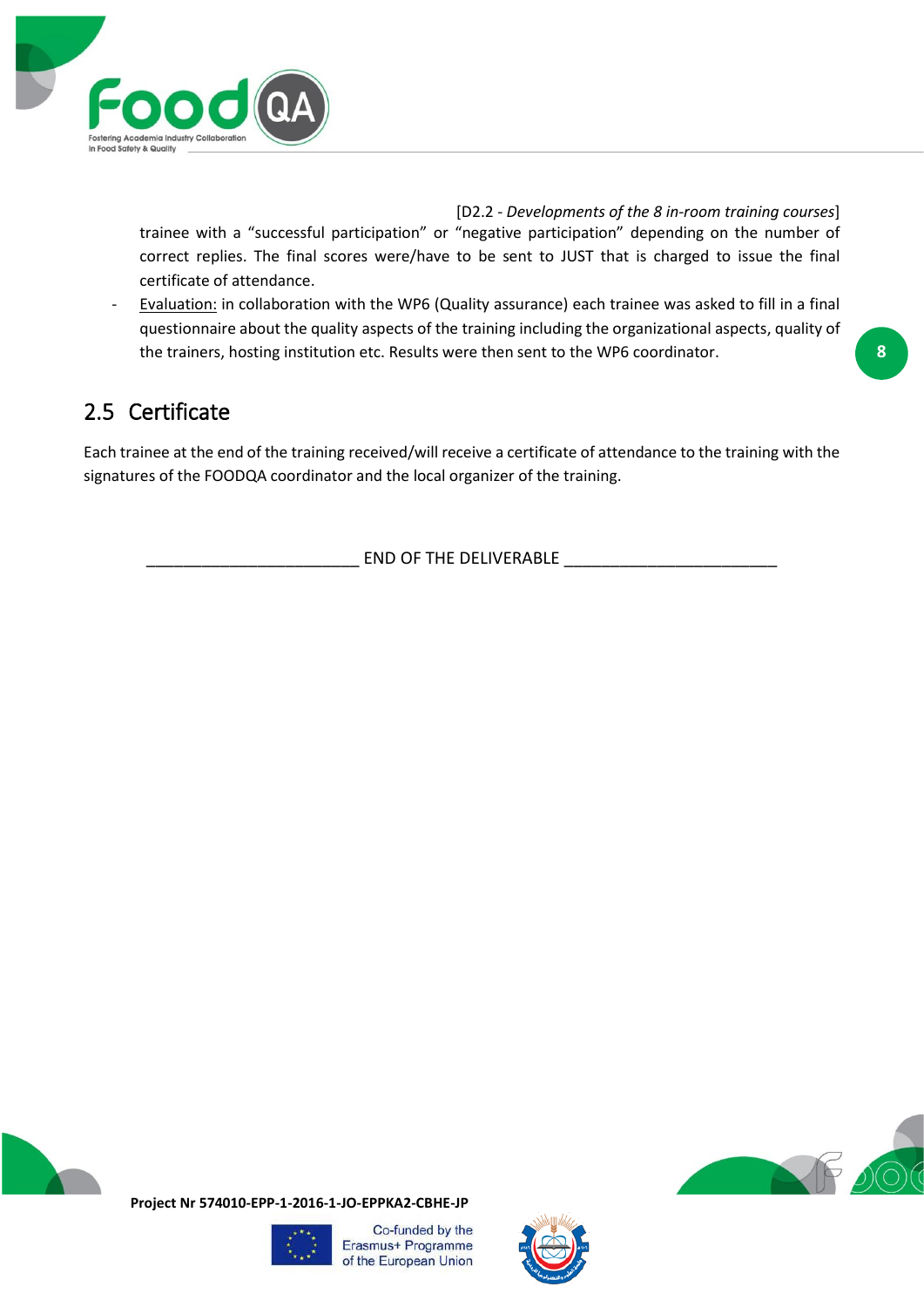trainee with a "successful participation" or "negative participation" depending on the number of correct replies. The final scores were/have to be sent to JUST that is charged to issue the final certificate of attendance.

- Evaluation: in collaboration with the WP6 (Quality assurance) each trainee was asked to fill in a final questionnaire about the quality aspects of the training including the organizational aspects, quality of the trainers, hosting institution etc. Results were then sent to the WP6 coordinator.

## 2.5 Certificate

Each trainee at the end of the training received/will receive a certificate of attendance to the training with the signatures of the FOODQA coordinator and the local organizer of the training.

________________________ END OF THE DELIVERABLE ________________________